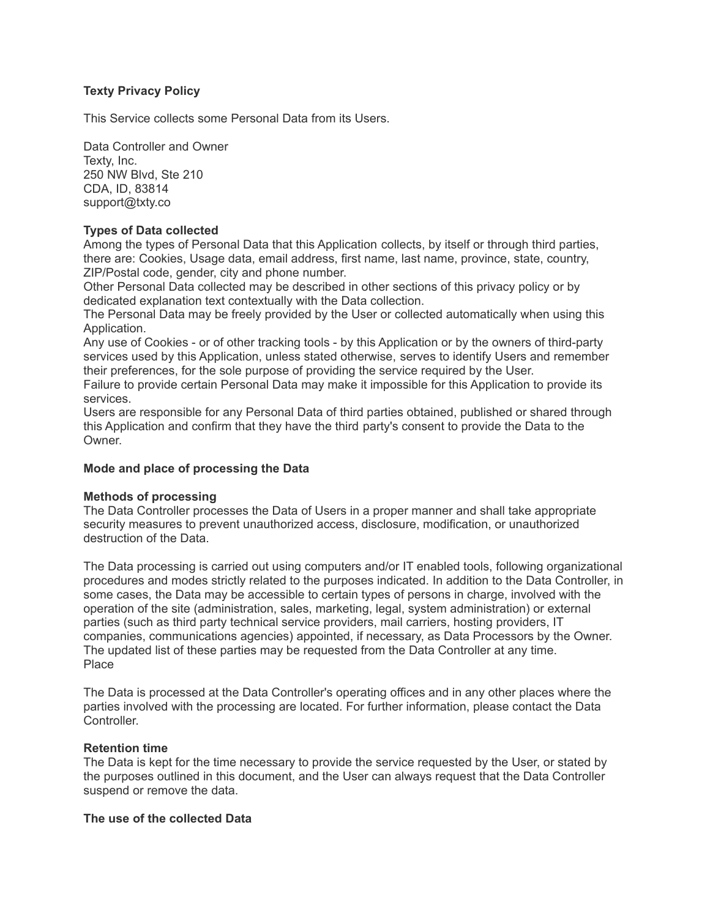# Texty Privacy Policy

This Service collects some Personal Data from its Users.

Data Controller and Owner
Texty, Inc.
250 NW Blvd, Ste 210
CDA, ID, 83814
support@txty.co

## Types of Data collected

Among the types of Personal Data that this Application collects, by itself or through third parties, there are: Cookies, Usage data, email address, first name, last name, province, state, country, ZIP/Postal code, gender, city and phone number.

Other Personal Data collected may be described in other sections of this privacy policy or by dedicated explanation text contextually with the Data collection.

The Personal Data may be freely provided by the User or collected automatically when using this Application.

Any use of Cookies - or of other tracking tools - by this Application or by the owners of third-party services used by this Application, unless stated otherwise, serves to identify Users and remember their preferences, for the sole purpose of providing the service required by the User.

Failure to provide certain Personal Data may make it impossible for this Application to provide its services.

Users are responsible for any Personal Data of third parties obtained, published or shared through this Application and confirm that they have the third party's consent to provide the Data to the Owner.

## Mode and place of processing the Data

### Methods of processing

The Data Controller processes the Data of Users in a proper manner and shall take appropriate security measures to prevent unauthorized access, disclosure, modification, or unauthorized destruction of the Data.

The Data processing is carried out using computers and/or IT enabled tools, following organizational procedures and modes strictly related to the purposes indicated. In addition to the Data Controller, in some cases, the Data may be accessible to certain types of persons in charge, involved with the operation of the site (administration, sales, marketing, legal, system administration) or external parties (such as third party technical service providers, mail carriers, hosting providers, IT companies, communications agencies) appointed, if necessary, as Data Processors by the Owner. The updated list of these parties may be requested from the Data Controller at any time.

### Place

The Data is processed at the Data Controller's operating offices and in any other places where the parties involved with the processing are located. For further information, please contact the Data Controller.

### Retention time

The Data is kept for the time necessary to provide the service requested by the User, or stated by the purposes outlined in this document, and the User can always request that the Data Controller suspend or remove the data.

## The use of the collected Data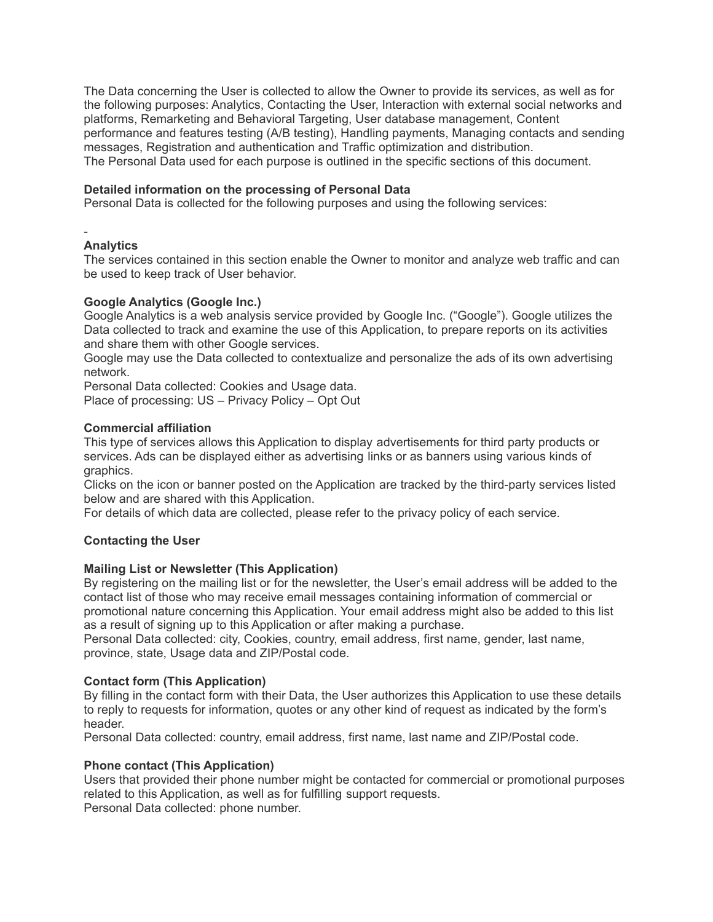The Data concerning the User is collected to allow the Owner to provide its services, as well as for the following purposes: Analytics, Contacting the User, Interaction with external social networks and platforms, Remarketing and Behavioral Targeting, User database management, Content performance and features testing (A/B testing), Handling payments, Managing contacts and sending messages, Registration and authentication and Traffic optimization and distribution.
The Personal Data used for each purpose is outlined in the specific sections of this document.

**Detailed information on the processing of Personal Data**
Personal Data is collected for the following purposes and using the following services:

-
**Analytics**
The services contained in this section enable the Owner to monitor and analyze web traffic and can be used to keep track of User behavior.

**Google Analytics (Google Inc.)**
Google Analytics is a web analysis service provided by Google Inc. ("Google"). Google utilizes the Data collected to track and examine the use of this Application, to prepare reports on its activities and share them with other Google services.
Google may use the Data collected to contextualize and personalize the ads of its own advertising network.
Personal Data collected: Cookies and Usage data.
Place of processing: US – Privacy Policy – Opt Out

**Commercial affiliation**
This type of services allows this Application to display advertisements for third party products or services. Ads can be displayed either as advertising links or as banners using various kinds of graphics.
Clicks on the icon or banner posted on the Application are tracked by the third-party services listed below and are shared with this Application.
For details of which data are collected, please refer to the privacy policy of each service.

**Contacting the User**

**Mailing List or Newsletter (This Application)**
By registering on the mailing list or for the newsletter, the User's email address will be added to the contact list of those who may receive email messages containing information of commercial or promotional nature concerning this Application. Your email address might also be added to this list as a result of signing up to this Application or after making a purchase.
Personal Data collected: city, Cookies, country, email address, first name, gender, last name, province, state, Usage data and ZIP/Postal code.

**Contact form (This Application)**
By filling in the contact form with their Data, the User authorizes this Application to use these details to reply to requests for information, quotes or any other kind of request as indicated by the form's header.
Personal Data collected: country, email address, first name, last name and ZIP/Postal code.

**Phone contact (This Application)**
Users that provided their phone number might be contacted for commercial or promotional purposes related to this Application, as well as for fulfilling support requests.
Personal Data collected: phone number.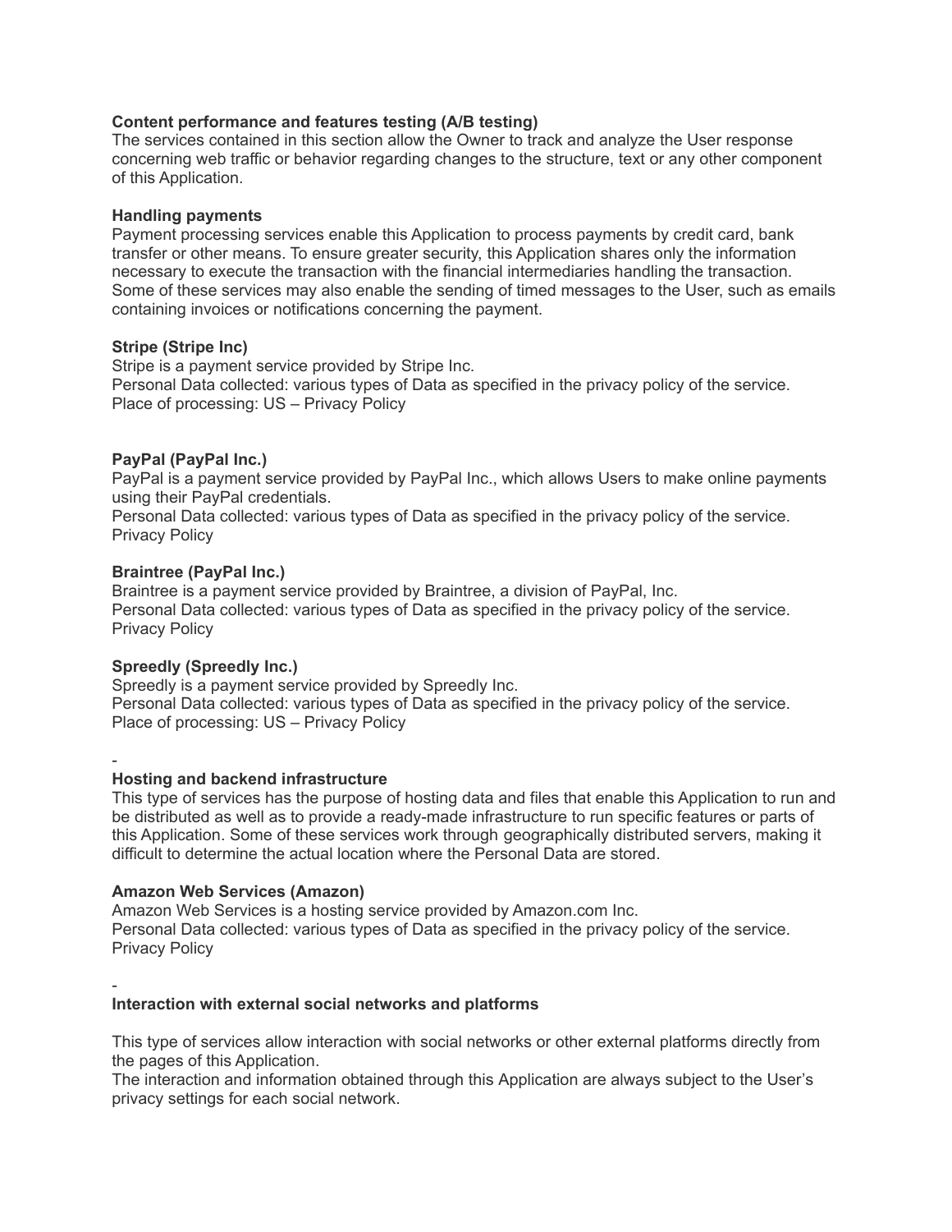**Content performance and features testing (A/B testing)**
The services contained in this section allow the Owner to track and analyze the User response concerning web traffic or behavior regarding changes to the structure, text or any other component of this Application.

**Handling payments**
Payment processing services enable this Application to process payments by credit card, bank transfer or other means. To ensure greater security, this Application shares only the information necessary to execute the transaction with the financial intermediaries handling the transaction. Some of these services may also enable the sending of timed messages to the User, such as emails containing invoices or notifications concerning the payment.

**Stripe (Stripe Inc)**
Stripe is a payment service provided by Stripe Inc.
Personal Data collected: various types of Data as specified in the privacy policy of the service.
Place of processing: US – Privacy Policy

**PayPal (PayPal Inc.)**
PayPal is a payment service provided by PayPal Inc., which allows Users to make online payments using their PayPal credentials.
Personal Data collected: various types of Data as specified in the privacy policy of the service.
Privacy Policy

**Braintree (PayPal Inc.)**
Braintree is a payment service provided by Braintree, a division of PayPal, Inc.
Personal Data collected: various types of Data as specified in the privacy policy of the service.
Privacy Policy

**Spreedly (Spreedly Inc.)**
Spreedly is a payment service provided by Spreedly Inc.
Personal Data collected: various types of Data as specified in the privacy policy of the service.
Place of processing: US – Privacy Policy

-

**Hosting and backend infrastructure**
This type of services has the purpose of hosting data and files that enable this Application to run and be distributed as well as to provide a ready-made infrastructure to run specific features or parts of this Application. Some of these services work through geographically distributed servers, making it difficult to determine the actual location where the Personal Data are stored.

**Amazon Web Services (Amazon)**
Amazon Web Services is a hosting service provided by Amazon.com Inc.
Personal Data collected: various types of Data as specified in the privacy policy of the service.
Privacy Policy

-

**Interaction with external social networks and platforms**

This type of services allow interaction with social networks or other external platforms directly from the pages of this Application.
The interaction and information obtained through this Application are always subject to the User's privacy settings for each social network.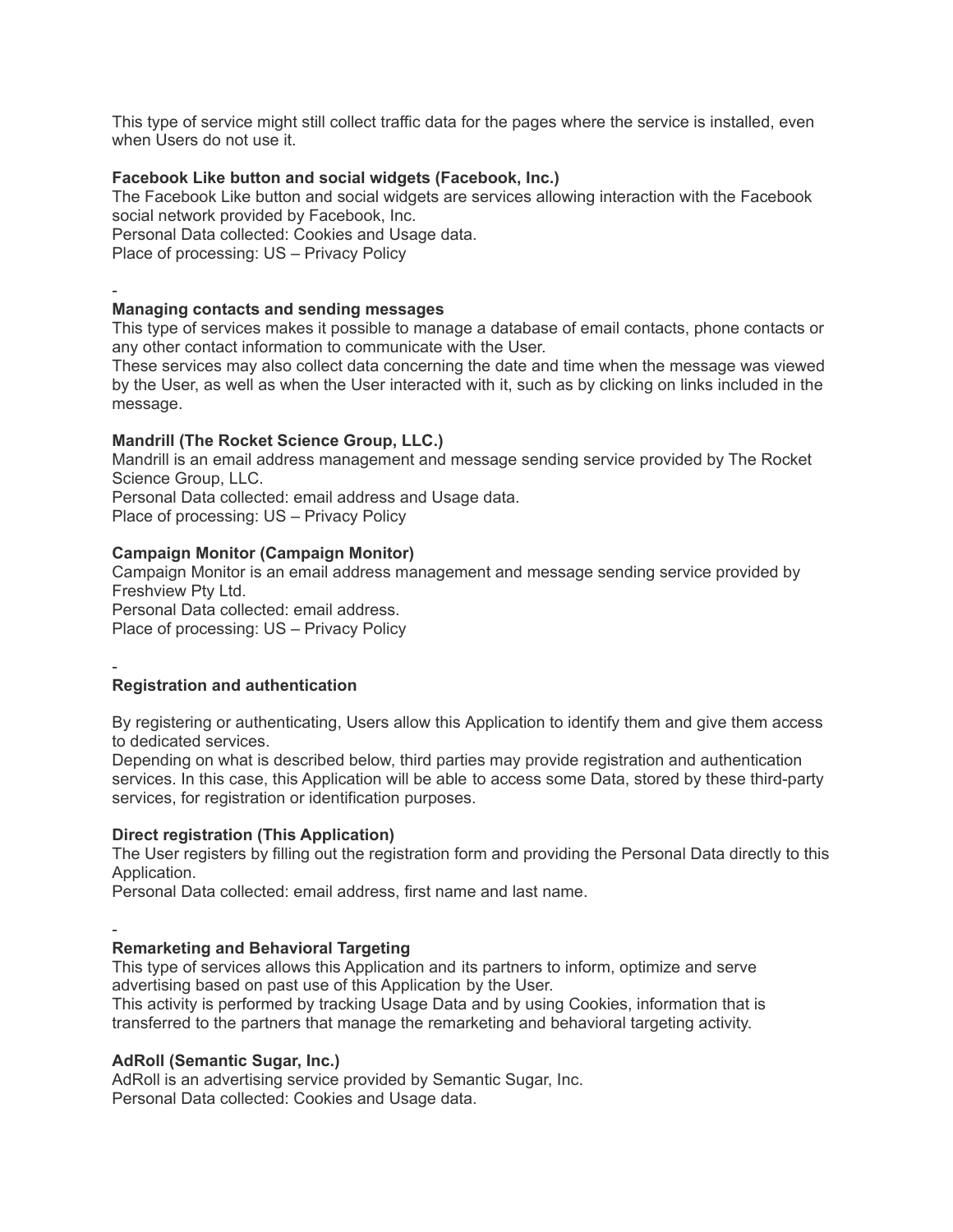This type of service might still collect traffic data for the pages where the service is installed, even when Users do not use it.

**Facebook Like button and social widgets (Facebook, Inc.)**
The Facebook Like button and social widgets are services allowing interaction with the Facebook social network provided by Facebook, Inc.
Personal Data collected: Cookies and Usage data.
Place of processing: US – Privacy Policy

-

**Managing contacts and sending messages**
This type of services makes it possible to manage a database of email contacts, phone contacts or any other contact information to communicate with the User.
These services may also collect data concerning the date and time when the message was viewed by the User, as well as when the User interacted with it, such as by clicking on links included in the message.

**Mandrill (The Rocket Science Group, LLC.)**
Mandrill is an email address management and message sending service provided by The Rocket Science Group, LLC.
Personal Data collected: email address and Usage data.
Place of processing: US – Privacy Policy

**Campaign Monitor (Campaign Monitor)**
Campaign Monitor is an email address management and message sending service provided by Freshview Pty Ltd.
Personal Data collected: email address.
Place of processing: US – Privacy Policy

-

**Registration and authentication**

By registering or authenticating, Users allow this Application to identify them and give them access to dedicated services.
Depending on what is described below, third parties may provide registration and authentication services. In this case, this Application will be able to access some Data, stored by these third-party services, for registration or identification purposes.

**Direct registration (This Application)**
The User registers by filling out the registration form and providing the Personal Data directly to this Application.
Personal Data collected: email address, first name and last name.

-

**Remarketing and Behavioral Targeting**
This type of services allows this Application and its partners to inform, optimize and serve advertising based on past use of this Application by the User.
This activity is performed by tracking Usage Data and by using Cookies, information that is transferred to the partners that manage the remarketing and behavioral targeting activity.

**AdRoll (Semantic Sugar, Inc.)**
AdRoll is an advertising service provided by Semantic Sugar, Inc.
Personal Data collected: Cookies and Usage data.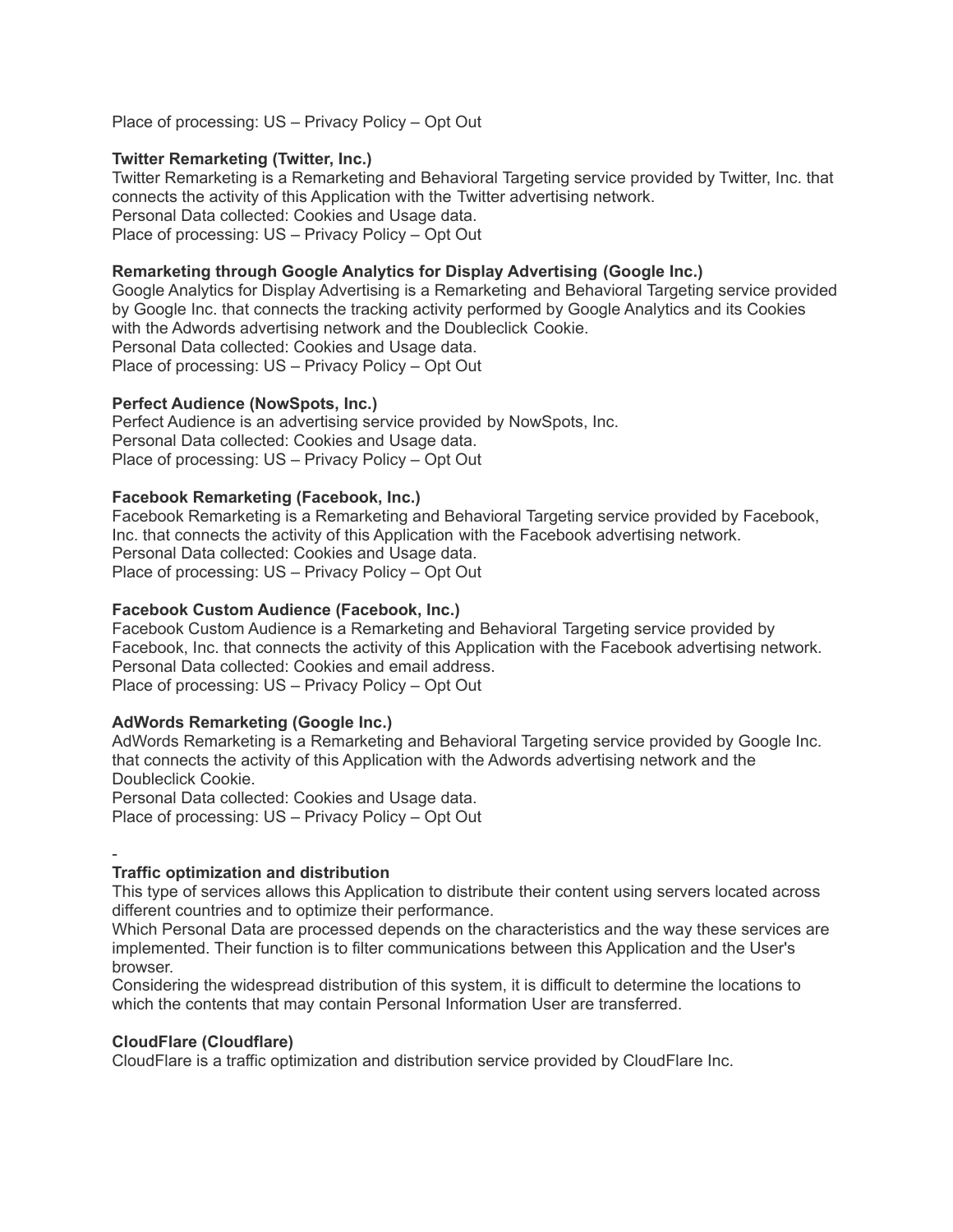Place of processing: US – Privacy Policy – Opt Out

**Twitter Remarketing (Twitter, Inc.)**
Twitter Remarketing is a Remarketing and Behavioral Targeting service provided by Twitter, Inc. that connects the activity of this Application with the Twitter advertising network.
Personal Data collected: Cookies and Usage data.
Place of processing: US – Privacy Policy – Opt Out

**Remarketing through Google Analytics for Display Advertising (Google Inc.)**
Google Analytics for Display Advertising is a Remarketing and Behavioral Targeting service provided by Google Inc. that connects the tracking activity performed by Google Analytics and its Cookies with the Adwords advertising network and the Doubleclick Cookie.
Personal Data collected: Cookies and Usage data.
Place of processing: US – Privacy Policy – Opt Out

**Perfect Audience (NowSpots, Inc.)**
Perfect Audience is an advertising service provided by NowSpots, Inc.
Personal Data collected: Cookies and Usage data.
Place of processing: US – Privacy Policy – Opt Out

**Facebook Remarketing (Facebook, Inc.)**
Facebook Remarketing is a Remarketing and Behavioral Targeting service provided by Facebook, Inc. that connects the activity of this Application with the Facebook advertising network.
Personal Data collected: Cookies and Usage data.
Place of processing: US – Privacy Policy – Opt Out

**Facebook Custom Audience (Facebook, Inc.)**
Facebook Custom Audience is a Remarketing and Behavioral Targeting service provided by Facebook, Inc. that connects the activity of this Application with the Facebook advertising network.
Personal Data collected: Cookies and email address.
Place of processing: US – Privacy Policy – Opt Out

**AdWords Remarketing (Google Inc.)**
AdWords Remarketing is a Remarketing and Behavioral Targeting service provided by Google Inc. that connects the activity of this Application with the Adwords advertising network and the Doubleclick Cookie.
Personal Data collected: Cookies and Usage data.
Place of processing: US – Privacy Policy – Opt Out

-

**Traffic optimization and distribution**
This type of services allows this Application to distribute their content using servers located across different countries and to optimize their performance.
Which Personal Data are processed depends on the characteristics and the way these services are implemented. Their function is to filter communications between this Application and the User's browser.
Considering the widespread distribution of this system, it is difficult to determine the locations to which the contents that may contain Personal Information User are transferred.

**CloudFlare (Cloudflare)**
CloudFlare is a traffic optimization and distribution service provided by CloudFlare Inc.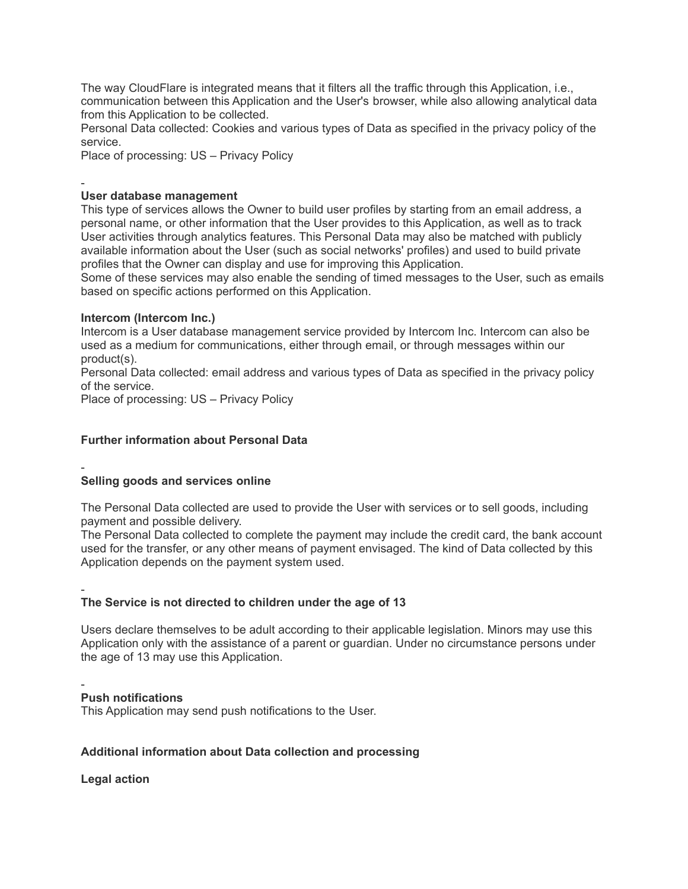The way CloudFlare is integrated means that it filters all the traffic through this Application, i.e., communication between this Application and the User's browser, while also allowing analytical data from this Application to be collected.
Personal Data collected: Cookies and various types of Data as specified in the privacy policy of the service.
Place of processing: US – Privacy Policy

-
**User database management**
This type of services allows the Owner to build user profiles by starting from an email address, a personal name, or other information that the User provides to this Application, as well as to track User activities through analytics features. This Personal Data may also be matched with publicly available information about the User (such as social networks' profiles) and used to build private profiles that the Owner can display and use for improving this Application.
Some of these services may also enable the sending of timed messages to the User, such as emails based on specific actions performed on this Application.

**Intercom (Intercom Inc.)**
Intercom is a User database management service provided by Intercom Inc. Intercom can also be used as a medium for communications, either through email, or through messages within our product(s).
Personal Data collected: email address and various types of Data as specified in the privacy policy of the service.
Place of processing: US – Privacy Policy

**Further information about Personal Data**

-
**Selling goods and services online**

The Personal Data collected are used to provide the User with services or to sell goods, including payment and possible delivery.
The Personal Data collected to complete the payment may include the credit card, the bank account used for the transfer, or any other means of payment envisaged. The kind of Data collected by this Application depends on the payment system used.

-
**The Service is not directed to children under the age of 13**

Users declare themselves to be adult according to their applicable legislation. Minors may use this Application only with the assistance of a parent or guardian. Under no circumstance persons under the age of 13 may use this Application.

-
**Push notifications**
This Application may send push notifications to the User.

**Additional information about Data collection and processing**

**Legal action**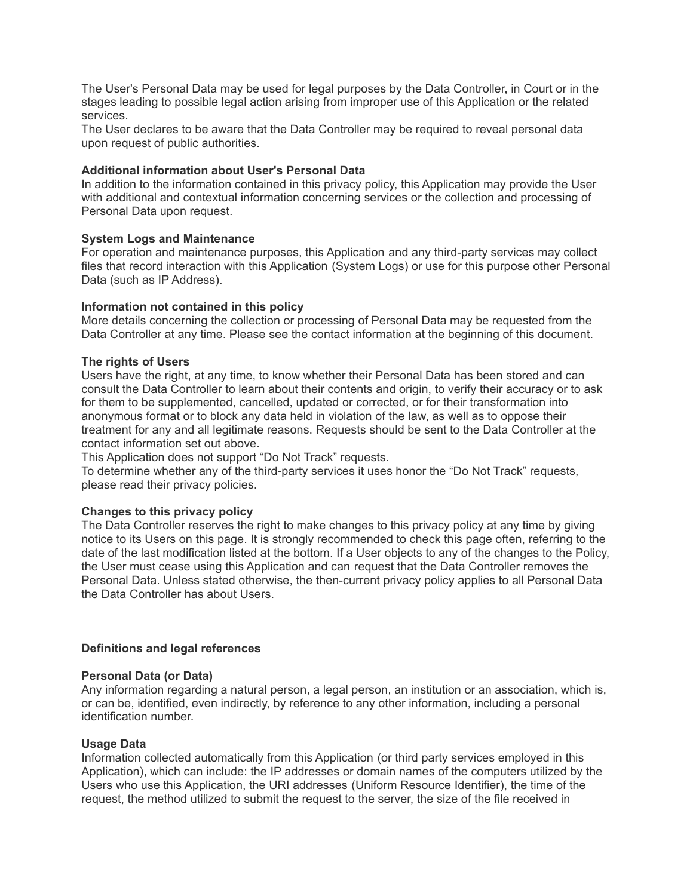The User's Personal Data may be used for legal purposes by the Data Controller, in Court or in the stages leading to possible legal action arising from improper use of this Application or the related services.
The User declares to be aware that the Data Controller may be required to reveal personal data upon request of public authorities.

**Additional information about User's Personal Data**
In addition to the information contained in this privacy policy, this Application may provide the User with additional and contextual information concerning services or the collection and processing of Personal Data upon request.

**System Logs and Maintenance**
For operation and maintenance purposes, this Application and any third-party services may collect files that record interaction with this Application (System Logs) or use for this purpose other Personal Data (such as IP Address).

**Information not contained in this policy**
More details concerning the collection or processing of Personal Data may be requested from the Data Controller at any time. Please see the contact information at the beginning of this document.

**The rights of Users**
Users have the right, at any time, to know whether their Personal Data has been stored and can consult the Data Controller to learn about their contents and origin, to verify their accuracy or to ask for them to be supplemented, cancelled, updated or corrected, or for their transformation into anonymous format or to block any data held in violation of the law, as well as to oppose their treatment for any and all legitimate reasons. Requests should be sent to the Data Controller at the contact information set out above.
This Application does not support "Do Not Track" requests.
To determine whether any of the third-party services it uses honor the "Do Not Track" requests, please read their privacy policies.

**Changes to this privacy policy**
The Data Controller reserves the right to make changes to this privacy policy at any time by giving notice to its Users on this page. It is strongly recommended to check this page often, referring to the date of the last modification listed at the bottom. If a User objects to any of the changes to the Policy, the User must cease using this Application and can request that the Data Controller removes the Personal Data. Unless stated otherwise, the then-current privacy policy applies to all Personal Data the Data Controller has about Users.

**Definitions and legal references**

**Personal Data (or Data)**
Any information regarding a natural person, a legal person, an institution or an association, which is, or can be, identified, even indirectly, by reference to any other information, including a personal identification number.

**Usage Data**
Information collected automatically from this Application (or third party services employed in this Application), which can include: the IP addresses or domain names of the computers utilized by the Users who use this Application, the URI addresses (Uniform Resource Identifier), the time of the request, the method utilized to submit the request to the server, the size of the file received in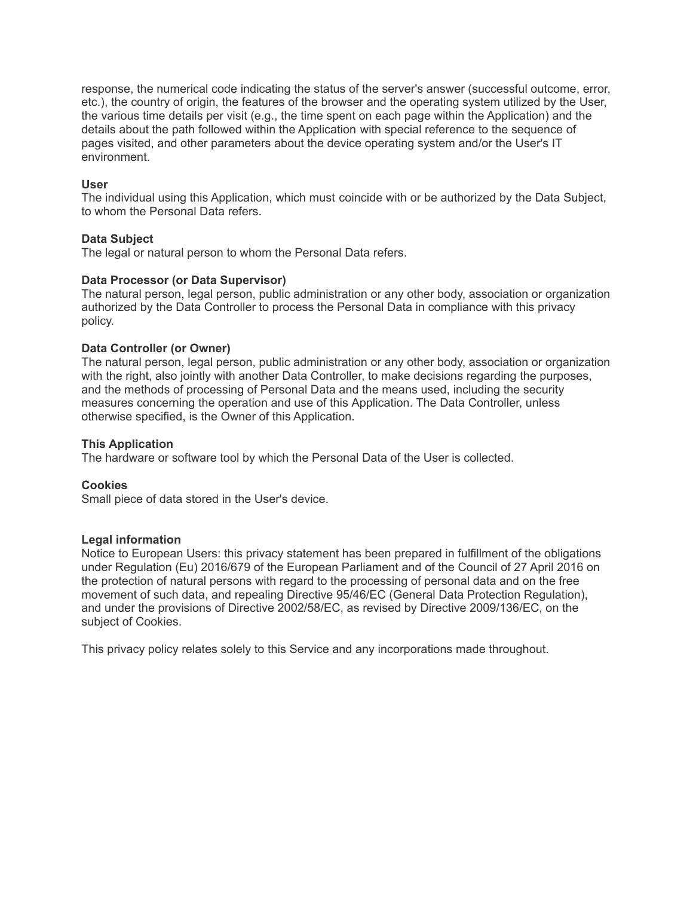response, the numerical code indicating the status of the server's answer (successful outcome, error, etc.), the country of origin, the features of the browser and the operating system utilized by the User, the various time details per visit (e.g., the time spent on each page within the Application) and the details about the path followed within the Application with special reference to the sequence of pages visited, and other parameters about the device operating system and/or the User's IT environment.

**User**
The individual using this Application, which must coincide with or be authorized by the Data Subject, to whom the Personal Data refers.

**Data Subject**
The legal or natural person to whom the Personal Data refers.

**Data Processor (or Data Supervisor)**
The natural person, legal person, public administration or any other body, association or organization authorized by the Data Controller to process the Personal Data in compliance with this privacy policy.

**Data Controller (or Owner)**
The natural person, legal person, public administration or any other body, association or organization with the right, also jointly with another Data Controller, to make decisions regarding the purposes, and the methods of processing of Personal Data and the means used, including the security measures concerning the operation and use of this Application. The Data Controller, unless otherwise specified, is the Owner of this Application.

**This Application**
The hardware or software tool by which the Personal Data of the User is collected.

**Cookies**
Small piece of data stored in the User's device.

**Legal information**
Notice to European Users: this privacy statement has been prepared in fulfillment of the obligations under Regulation (Eu) 2016/679 of the European Parliament and of the Council of 27 April 2016 on the protection of natural persons with regard to the processing of personal data and on the free movement of such data, and repealing Directive 95/46/EC (General Data Protection Regulation), and under the provisions of Directive 2002/58/EC, as revised by Directive 2009/136/EC, on the subject of Cookies.

This privacy policy relates solely to this Service and any incorporations made throughout.